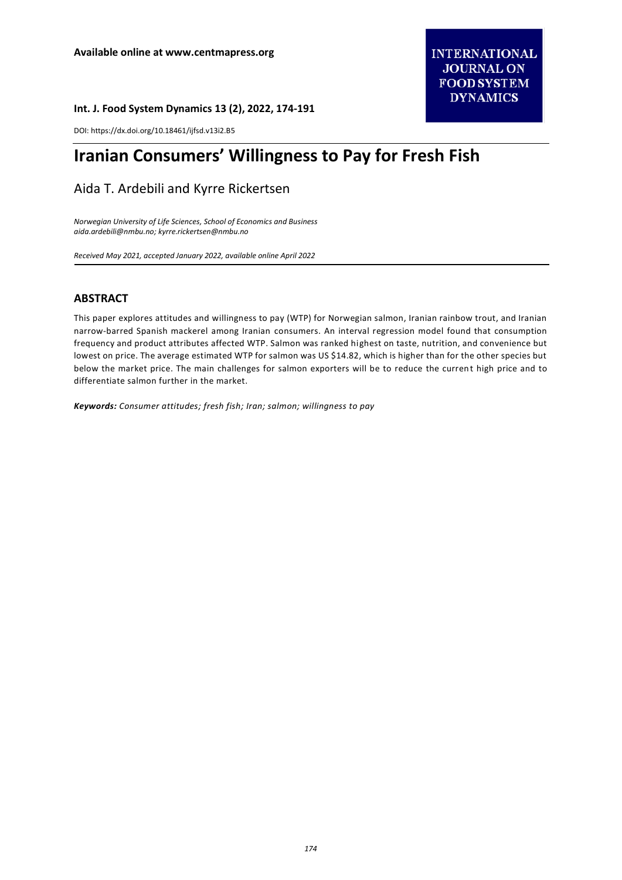Available online at www.centmapress.org

# Iranian Consumers' Willingness to Pay for Fresh Fish

Aida T. Ardebili and Kyrre Rickertsen

*Norwegian University of Life Sciences, School of Economics and Business*
*aida.ardebili@nmbu.no; kyrre.rickertsen@nmbu.no*

*Received May 2021, accepted January 2022, available online April 2022*

DOI: https://dx.doi.org/10.18461/ijfsd.v13i2.B5

## ABSTRACT

This paper explores attitudes and willingness to pay (WTP) for Norwegian salmon, Iranian rainbow trout, and Iranian narrow-barred Spanish mackerel among Iranian consumers. An interval regression model found that consumption frequency and product attributes affected WTP. Salmon was ranked highest on taste, nutrition, and convenience but lowest on price. The average estimated WTP for salmon was US $14.82, which is higher than for the other species but below the market price. The main challenges for salmon exporters will be to reduce the current high price and to differentiate salmon further in the market.

***Keywords:*** *Consumer attitudes; fresh fish; Iran; salmon; willingness to pay*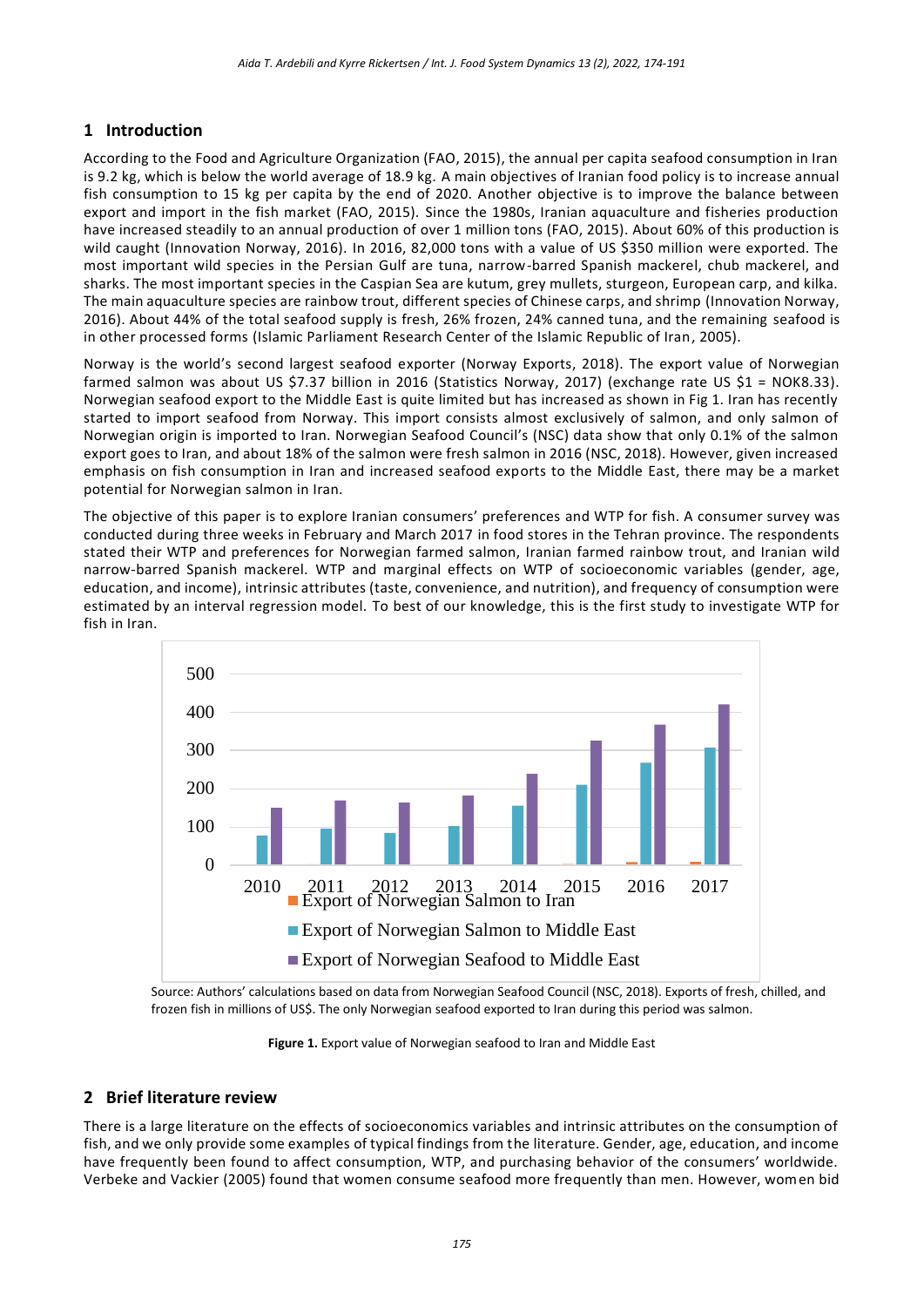## 1 Introduction

According to the Food and Agriculture Organization (FAO, 2015), the annual per capita seafood consumption in Iran is 9.2 kg, which is below the world average of 18.9 kg. A main objectives of Iranian food policy is to increase annual fish consumption to 15 kg per capita by the end of 2020. Another objective is to improve the balance between export and import in the fish market (FAO, 2015). Since the 1980s, Iranian aquaculture and fisheries production have increased steadily to an annual production of over 1 million tons (FAO, 2015). About 60% of this production is wild caught (Innovation Norway, 2016). In 2016, 82,000 tons with a value of US $350 million were exported. The most important wild species in the Persian Gulf are tuna, narrow-barred Spanish mackerel, chub mackerel, and sharks. The most important species in the Caspian Sea are kutum, grey mullets, sturgeon, European carp, and kilka. The main aquaculture species are rainbow trout, different species of Chinese carps, and shrimp (Innovation Norway, 2016). About 44% of the total seafood supply is fresh, 26% frozen, 24% canned tuna, and the remaining seafood is in other processed forms (Islamic Parliament Research Center of the Islamic Republic of Iran, 2005).

Norway is the world's second largest seafood exporter (Norway Exports, 2018). The export value of Norwegian farmed salmon was about US $7.37 billion in 2016 (Statistics Norway, 2017) (exchange rate US $1 = NOK8.33). Norwegian seafood export to the Middle East is quite limited but has increased as shown in Fig 1. Iran has recently started to import seafood from Norway. This import consists almost exclusively of salmon, and only salmon of Norwegian origin is imported to Iran. Norwegian Seafood Council's (NSC) data show that only 0.1% of the salmon export goes to Iran, and about 18% of the salmon were fresh salmon in 2016 (NSC, 2018). However, given increased emphasis on fish consumption in Iran and increased seafood exports to the Middle East, there may be a market potential for Norwegian salmon in Iran.

The objective of this paper is to explore Iranian consumers' preferences and WTP for fish. A consumer survey was conducted during three weeks in February and March 2017 in food stores in the Tehran province. The respondents stated their WTP and preferences for Norwegian farmed salmon, Iranian farmed rainbow trout, and Iranian wild narrow-barred Spanish mackerel. WTP and marginal effects on WTP of socioeconomic variables (gender, age, education, and income), intrinsic attributes (taste, convenience, and nutrition), and frequency of consumption were estimated by an interval regression model. To best of our knowledge, this is the first study to investigate WTP for fish in Iran.

Source: Authors' calculations based on data from Norwegian Seafood Council (NSC, 2018). Exports of fresh, chilled, and frozen fish in millions of US$. The only Norwegian seafood exported to Iran during this period was salmon.

**Figure 1.** Export value of Norwegian seafood to Iran and Middle East

## 2 Brief literature review

There is a large literature on the effects of socioeconomics variables and intrinsic attributes on the consumption of fish, and we only provide some examples of typical findings from the literature. Gender, age, education, and income have frequently been found to affect consumption, WTP, and purchasing behavior of the consumers' worldwide. Verbeke and Vackier (2005) found that women consume seafood more frequently than men. However, women bid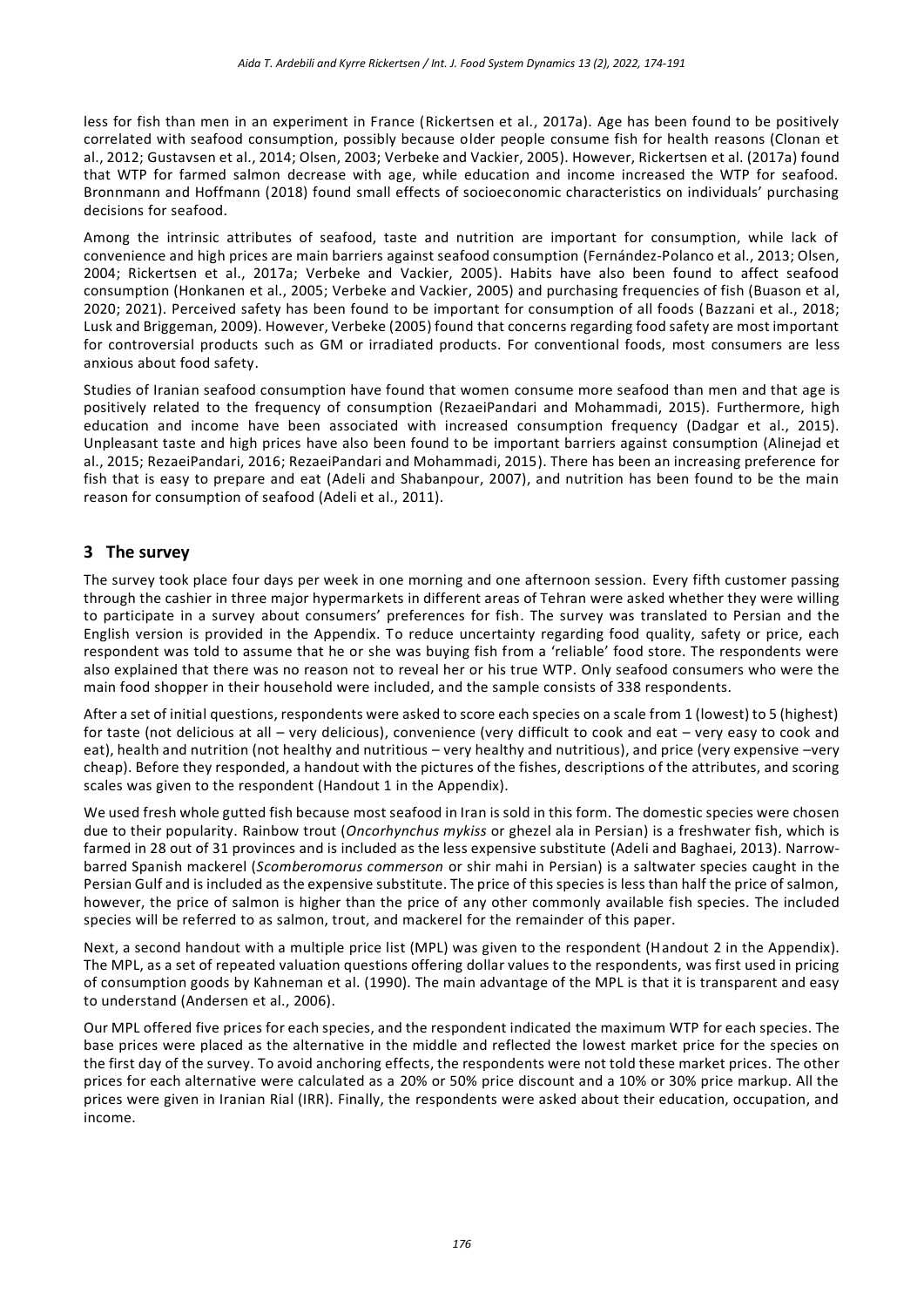less for fish than men in an experiment in France (Rickertsen et al., 2017a). Age has been found to be positively correlated with seafood consumption, possibly because older people consume fish for health reasons (Clonan et al., 2012; Gustavsen et al., 2014; Olsen, 2003; Verbeke and Vackier, 2005). However, Rickertsen et al. (2017a) found that WTP for farmed salmon decrease with age, while education and income increased the WTP for seafood. Bronnmann and Hoffmann (2018) found small effects of socioeconomic characteristics on individuals' purchasing decisions for seafood.

Among the intrinsic attributes of seafood, taste and nutrition are important for consumption, while lack of convenience and high prices are main barriers against seafood consumption (Fernández-Polanco et al., 2013; Olsen, 2004; Rickertsen et al., 2017a; Verbeke and Vackier, 2005). Habits have also been found to affect seafood consumption (Honkanen et al., 2005; Verbeke and Vackier, 2005) and purchasing frequencies of fish (Buason et al, 2020; 2021). Perceived safety has been found to be important for consumption of all foods (Bazzani et al., 2018; Lusk and Briggeman, 2009). However, Verbeke (2005) found that concerns regarding food safety are most important for controversial products such as GM or irradiated products. For conventional foods, most consumers are less anxious about food safety.

Studies of Iranian seafood consumption have found that women consume more seafood than men and that age is positively related to the frequency of consumption (RezaeiPandari and Mohammadi, 2015). Furthermore, high education and income have been associated with increased consumption frequency (Dadgar et al., 2015). Unpleasant taste and high prices have also been found to be important barriers against consumption (Alinejad et al., 2015; RezaeiPandari, 2016; RezaeiPandari and Mohammadi, 2015). There has been an increasing preference for fish that is easy to prepare and eat (Adeli and Shabanpour, 2007), and nutrition has been found to be the main reason for consumption of seafood (Adeli et al., 2011).

## 3 The survey

The survey took place four days per week in one morning and one afternoon session. Every fifth customer passing through the cashier in three major hypermarkets in different areas of Tehran were asked whether they were willing to participate in a survey about consumers' preferences for fish. The survey was translated to Persian and the English version is provided in the Appendix. To reduce uncertainty regarding food quality, safety or price, each respondent was told to assume that he or she was buying fish from a 'reliable' food store. The respondents were also explained that there was no reason not to reveal her or his true WTP. Only seafood consumers who were the main food shopper in their household were included, and the sample consists of 338 respondents.

After a set of initial questions, respondents were asked to score each species on a scale from 1 (lowest) to 5 (highest) for taste (not delicious at all – very delicious), convenience (very difficult to cook and eat – very easy to cook and eat), health and nutrition (not healthy and nutritious – very healthy and nutritious), and price (very expensive –very cheap). Before they responded, a handout with the pictures of the fishes, descriptions of the attributes, and scoring scales was given to the respondent (Handout 1 in the Appendix).

We used fresh whole gutted fish because most seafood in Iran is sold in this form. The domestic species were chosen due to their popularity. Rainbow trout (*Oncorhynchus mykiss* or ghezel ala in Persian) is a freshwater fish, which is farmed in 28 out of 31 provinces and is included as the less expensive substitute (Adeli and Baghaei, 2013). Narrow-barred Spanish mackerel (*Scomberomorus commerson* or shir mahi in Persian) is a saltwater species caught in the Persian Gulf and is included as the expensive substitute. The price of this species is less than half the price of salmon, however, the price of salmon is higher than the price of any other commonly available fish species. The included species will be referred to as salmon, trout, and mackerel for the remainder of this paper.

Next, a second handout with a multiple price list (MPL) was given to the respondent (Handout 2 in the Appendix). The MPL, as a set of repeated valuation questions offering dollar values to the respondents, was first used in pricing of consumption goods by Kahneman et al. (1990). The main advantage of the MPL is that it is transparent and easy to understand (Andersen et al., 2006).

Our MPL offered five prices for each species, and the respondent indicated the maximum WTP for each species. The base prices were placed as the alternative in the middle and reflected the lowest market price for the species on the first day of the survey. To avoid anchoring effects, the respondents were not told these market prices. The other prices for each alternative were calculated as a 20% or 50% price discount and a 10% or 30% price markup. All the prices were given in Iranian Rial (IRR). Finally, the respondents were asked about their education, occupation, and income.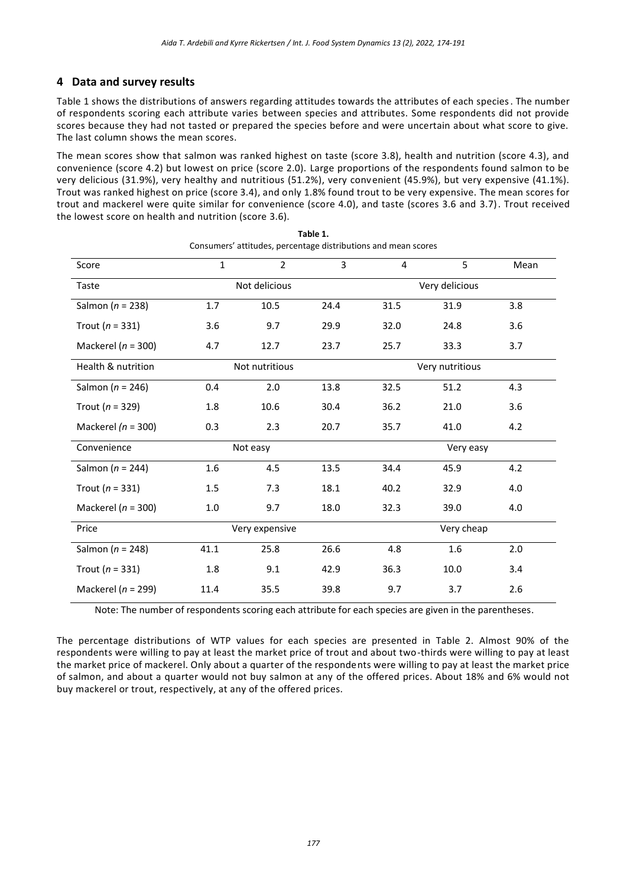## 4 Data and survey results

Table 1 shows the distributions of answers regarding attitudes towards the attributes of each species. The number of respondents scoring each attribute varies between species and attributes. Some respondents did not provide scores because they had not tasted or prepared the species before and were uncertain about what score to give. The last column shows the mean scores.

The mean scores show that salmon was ranked highest on taste (score 3.8), health and nutrition (score 4.3), and convenience (score 4.2) but lowest on price (score 2.0). Large proportions of the respondents found salmon to be very delicious (31.9%), very healthy and nutritious (51.2%), very convenient (45.9%), but very expensive (41.1%). Trout was ranked highest on price (score 3.4), and only 1.8% found trout to be very expensive. The mean scores for trout and mackerel were quite similar for convenience (score 4.0), and taste (scores 3.6 and 3.7). Trout received the lowest score on health and nutrition (score 3.6).

**Table 1.**
Consumers' attitudes, percentage distributions and mean scores

| Score | 1 | 2 | 3 | 4 | 5 | Mean |
|---|---|---|---|---|---|---|
| Taste | | Not delicious | | | Very delicious | |
| Salmon ($n$ = 238) | 1.7 | 10.5 | 24.4 | 31.5 | 31.9 | 3.8 |
| Trout ($n$ = 331) | 3.6 | 9.7 | 29.9 | 32.0 | 24.8 | 3.6 |
| Mackerel ($n$ = 300) | 4.7 | 12.7 | 23.7 | 25.7 | 33.3 | 3.7 |
| Health & nutrition | | Not nutritious | | | Very nutritious | |
| Salmon ($n$ = 246) | 0.4 | 2.0 | 13.8 | 32.5 | 51.2 | 4.3 |
| Trout ($n$ = 329) | 1.8 | 10.6 | 30.4 | 36.2 | 21.0 | 3.6 |
| Mackerel ($n$ = 300) | 0.3 | 2.3 | 20.7 | 35.7 | 41.0 | 4.2 |
| Convenience | | Not easy | | | Very easy | |
| Salmon ($n$ = 244) | 1.6 | 4.5 | 13.5 | 34.4 | 45.9 | 4.2 |
| Trout ($n$ = 331) | 1.5 | 7.3 | 18.1 | 40.2 | 32.9 | 4.0 |
| Mackerel ($n$ = 300) | 1.0 | 9.7 | 18.0 | 32.3 | 39.0 | 4.0 |
| Price | | Very expensive | | | Very cheap | |
| Salmon ($n$ = 248) | 41.1 | 25.8 | 26.6 | 4.8 | 1.6 | 2.0 |
| Trout ($n$ = 331) | 1.8 | 9.1 | 42.9 | 36.3 | 10.0 | 3.4 |
| Mackerel ($n$ = 299) | 11.4 | 35.5 | 39.8 | 9.7 | 3.7 | 2.6 |

Note: The number of respondents scoring each attribute for each species are given in the parentheses.

The percentage distributions of WTP values for each species are presented in Table 2. Almost 90% of the respondents were willing to pay at least the market price of trout and about two-thirds were willing to pay at least the market price of mackerel. Only about a quarter of the respondents were willing to pay at least the market price of salmon, and about a quarter would not buy salmon at any of the offered prices. About 18% and 6% would not buy mackerel or trout, respectively, at any of the offered prices.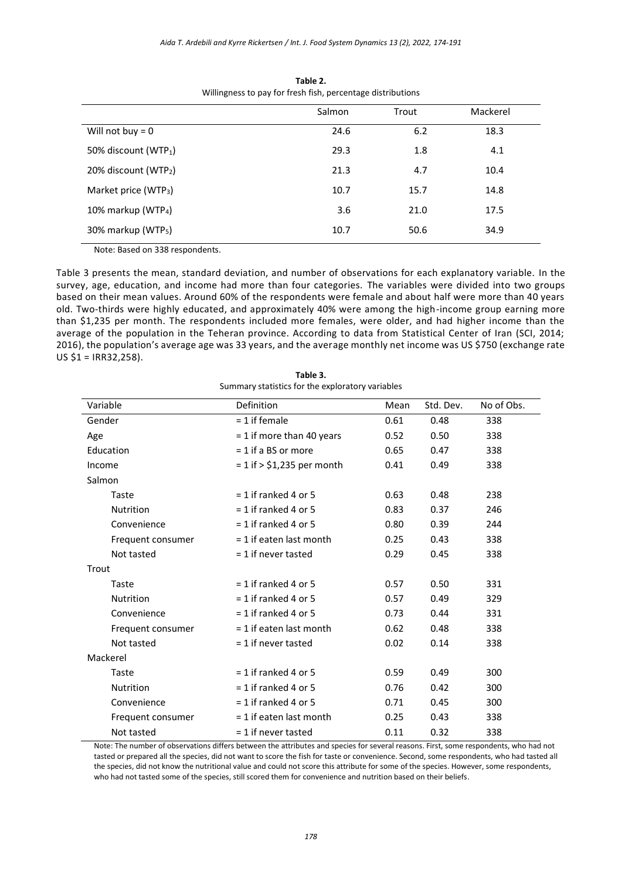**Table 2.**
Willingness to pay for fresh fish, percentage distributions

| | Salmon | Trout | Mackerel |
|---|---|---|---|
| Will not buy = 0 | 24.6 | 6.2 | 18.3 |
| 50% discount ($WTP_1$) | 29.3 | 1.8 | 4.1 |
| 20% discount ($WTP_2$) | 21.3 | 4.7 | 10.4 |
| Market price ($WTP_3$) | 10.7 | 15.7 | 14.8 |
| 10% markup ($WTP_4$) | 3.6 | 21.0 | 17.5 |
| 30% markup ($WTP_5$) | 10.7 | 50.6 | 34.9 |

Note: Based on 338 respondents.

Table 3 presents the mean, standard deviation, and number of observations for each explanatory variable. In the survey, age, education, and income had more than four categories. The variables were divided into two groups based on their mean values. Around 60% of the respondents were female and about half were more than 40 years old. Two-thirds were highly educated, and approximately 40% were among the high-income group earning more than $1,235 per month. The respondents included more females, were older, and had higher income than the average of the population in the Teheran province. According to data from Statistical Center of Iran (SCI, 2014; 2016), the population's average age was 33 years, and the average monthly net income was US $750 (exchange rate US $1 = IRR32,258).

**Table 3.**
Summary statistics for the exploratory variables

| Variable | Definition | Mean | Std. Dev. | No of Obs. |
|---|---|---|---|---|
| Gender | = 1 if female | 0.61 | 0.48 | 338 |
| Age | = 1 if more than 40 years | 0.52 | 0.50 | 338 |
| Education | = 1 if a BS or more | 0.65 | 0.47 | 338 |
| Income | = 1 if > $1,235 per month | 0.41 | 0.49 | 338 |
| Salmon | | | | |
| Taste | = 1 if ranked 4 or 5 | 0.63 | 0.48 | 238 |
| Nutrition | = 1 if ranked 4 or 5 | 0.83 | 0.37 | 246 |
| Convenience | = 1 if ranked 4 or 5 | 0.80 | 0.39 | 244 |
| Frequent consumer | = 1 if eaten last month | 0.25 | 0.43 | 338 |
| Not tasted | = 1 if never tasted | 0.29 | 0.45 | 338 |
| Trout | | | | |
| Taste | = 1 if ranked 4 or 5 | 0.57 | 0.50 | 331 |
| Nutrition | = 1 if ranked 4 or 5 | 0.57 | 0.49 | 329 |
| Convenience | = 1 if ranked 4 or 5 | 0.73 | 0.44 | 331 |
| Frequent consumer | = 1 if eaten last month | 0.62 | 0.48 | 338 |
| Not tasted | = 1 if never tasted | 0.02 | 0.14 | 338 |
| Mackerel | | | | |
| Taste | = 1 if ranked 4 or 5 | 0.59 | 0.49 | 300 |
| Nutrition | = 1 if ranked 4 or 5 | 0.76 | 0.42 | 300 |
| Convenience | = 1 if ranked 4 or 5 | 0.71 | 0.45 | 300 |
| Frequent consumer | = 1 if eaten last month | 0.25 | 0.43 | 338 |
| Not tasted | = 1 if never tasted | 0.11 | 0.32 | 338 |

Note: The number of observations differs between the attributes and species for several reasons. First, some respondents, who had not tasted or prepared all the species, did not want to score the fish for taste or convenience. Second, some respondents, who had tasted all the species, did not know the nutritional value and could not score this attribute for some of the species. However, some respondents, who had not tasted some of the species, still scored them for convenience and nutrition based on their beliefs.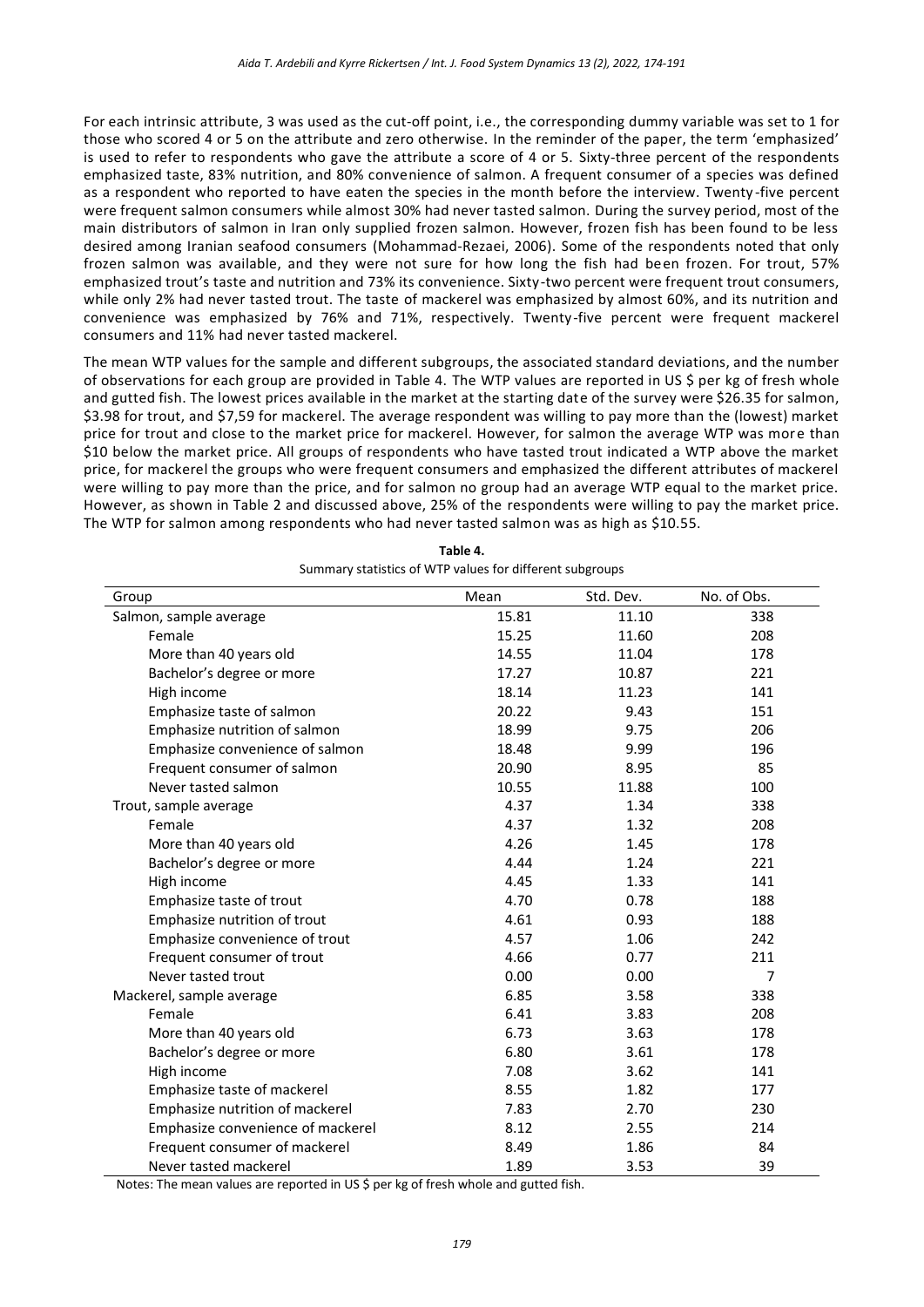For each intrinsic attribute, 3 was used as the cut-off point, i.e., the corresponding dummy variable was set to 1 for those who scored 4 or 5 on the attribute and zero otherwise. In the reminder of the paper, the term 'emphasized' is used to refer to respondents who gave the attribute a score of 4 or 5. Sixty-three percent of the respondents emphasized taste, 83% nutrition, and 80% convenience of salmon. A frequent consumer of a species was defined as a respondent who reported to have eaten the species in the month before the interview. Twenty-five percent were frequent salmon consumers while almost 30% had never tasted salmon. During the survey period, most of the main distributors of salmon in Iran only supplied frozen salmon. However, frozen fish has been found to be less desired among Iranian seafood consumers (Mohammad-Rezaei, 2006). Some of the respondents noted that only frozen salmon was available, and they were not sure for how long the fish had been frozen. For trout, 57% emphasized trout's taste and nutrition and 73% its convenience. Sixty-two percent were frequent trout consumers, while only 2% had never tasted trout. The taste of mackerel was emphasized by almost 60%, and its nutrition and convenience was emphasized by 76% and 71%, respectively. Twenty-five percent were frequent mackerel consumers and 11% had never tasted mackerel.

The mean WTP values for the sample and different subgroups, the associated standard deviations, and the number of observations for each group are provided in Table 4. The WTP values are reported in US $ per kg of fresh whole and gutted fish. The lowest prices available in the market at the starting date of the survey were $26.35 for salmon, $3.98 for trout, and $7,59 for mackerel. The average respondent was willing to pay more than the (lowest) market price for trout and close to the market price for mackerel. However, for salmon the average WTP was more than $10 below the market price. All groups of respondents who have tasted trout indicated a WTP above the market price, for mackerel the groups who were frequent consumers and emphasized the different attributes of mackerel were willing to pay more than the price, and for salmon no group had an average WTP equal to the market price. However, as shown in Table 2 and discussed above, 25% of the respondents were willing to pay the market price. The WTP for salmon among respondents who had never tasted salmon was as high as $10.55.

**Table 4.**
Summary statistics of WTP values for different subgroups

| Group | Mean | Std. Dev. | No. of Obs. |
|---|---|---|---|
| Salmon, sample average | 15.81 | 11.10 | 338 |
| Female | 15.25 | 11.60 | 208 |
| More than 40 years old | 14.55 | 11.04 | 178 |
| Bachelor's degree or more | 17.27 | 10.87 | 221 |
| High income | 18.14 | 11.23 | 141 |
| Emphasize taste of salmon | 20.22 | 9.43 | 151 |
| Emphasize nutrition of salmon | 18.99 | 9.75 | 206 |
| Emphasize convenience of salmon | 18.48 | 9.99 | 196 |
| Frequent consumer of salmon | 20.90 | 8.95 | 85 |
| Never tasted salmon | 10.55 | 11.88 | 100 |
| Trout, sample average | 4.37 | 1.34 | 338 |
| Female | 4.37 | 1.32 | 208 |
| More than 40 years old | 4.26 | 1.45 | 178 |
| Bachelor's degree or more | 4.44 | 1.24 | 221 |
| High income | 4.45 | 1.33 | 141 |
| Emphasize taste of trout | 4.70 | 0.78 | 188 |
| Emphasize nutrition of trout | 4.61 | 0.93 | 188 |
| Emphasize convenience of trout | 4.57 | 1.06 | 242 |
| Frequent consumer of trout | 4.66 | 0.77 | 211 |
| Never tasted trout | 0.00 | 0.00 | 7 |
| Mackerel, sample average | 6.85 | 3.58 | 338 |
| Female | 6.41 | 3.83 | 208 |
| More than 40 years old | 6.73 | 3.63 | 178 |
| Bachelor's degree or more | 6.80 | 3.61 | 178 |
| High income | 7.08 | 3.62 | 141 |
| Emphasize taste of mackerel | 8.55 | 1.82 | 177 |
| Emphasize nutrition of mackerel | 7.83 | 2.70 | 230 |
| Emphasize convenience of mackerel | 8.12 | 2.55 | 214 |
| Frequent consumer of mackerel | 8.49 | 1.86 | 84 |
| Never tasted mackerel | 1.89 | 3.53 | 39 |

Notes: The mean values are reported in US $ per kg of fresh whole and gutted fish.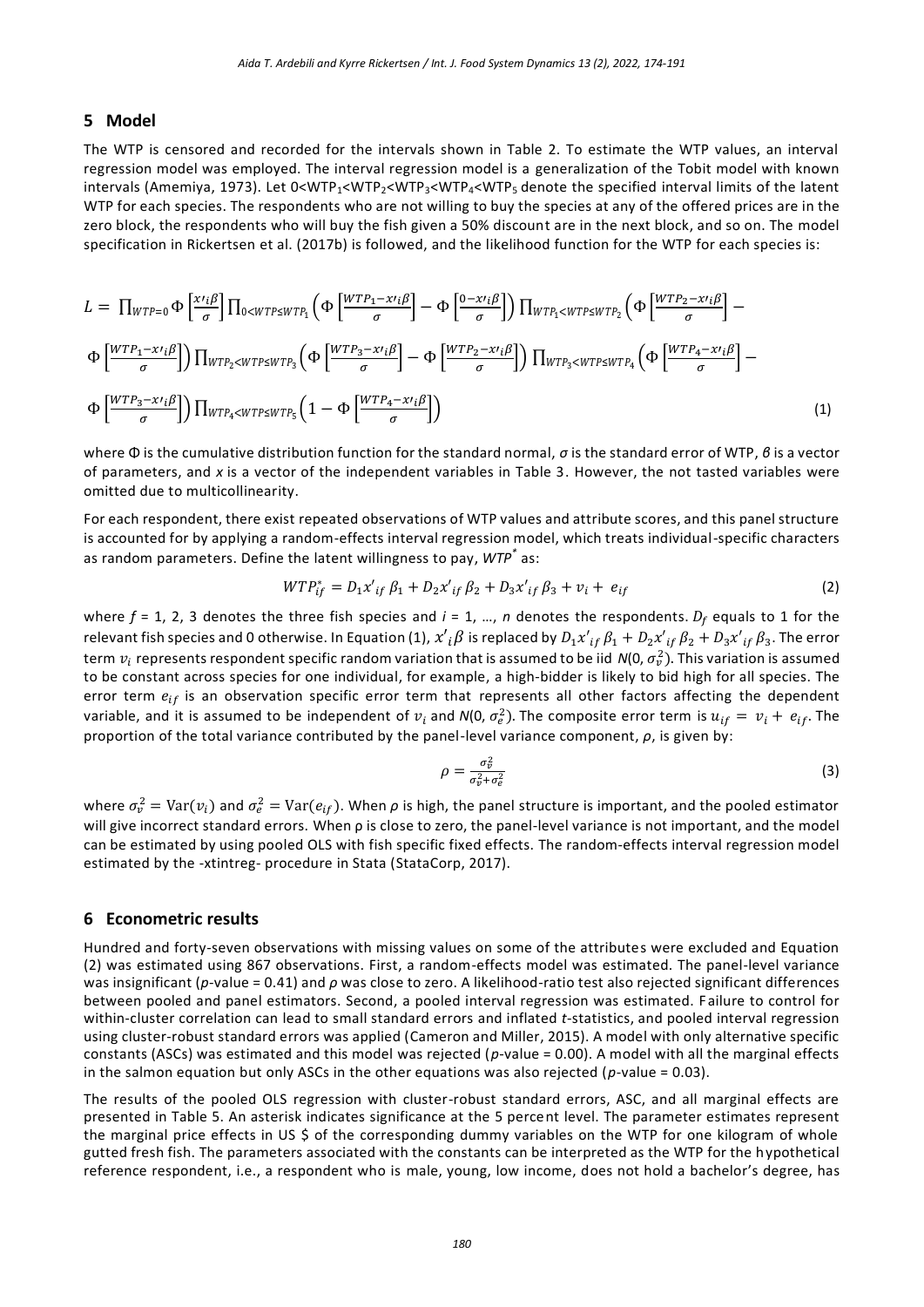## 5 Model

The WTP is censored and recorded for the intervals shown in Table 2. To estimate the WTP values, an interval regression model was employed. The interval regression model is a generalization of the Tobit model with known intervals (Amemiya, 1973). Let $0<WTP_1<WTP_2<WTP_3<WTP_4<WTP_5$ denote the specified interval limits of the latent WTP for each species. The respondents who are not willing to buy the species at any of the offered prices are in the zero block, the respondents who will buy the fish given a 50% discount are in the next block, and so on. The model specification in Rickertsen et al. (2017b) is followed, and the likelihood function for the WTP for each species is:

$$L = \prod_{WTP=0}\Phi\left[\frac{x'_i\beta}{\sigma}\right]\prod_{0<WTP\leq WTP_1}\left(\Phi\left[\frac{WTP_1-x'_i\beta}{\sigma}\right]-\Phi\left[\frac{0-x'_i\beta}{\sigma}\right]\right)\prod_{WTP_1<WTP\leq WTP_2}\left(\Phi\left[\frac{WTP_2-x'_i\beta}{\sigma}\right]-\Phi\left[\frac{WTP_1-x'_i\beta}{\sigma}\right]\right)\prod_{WTP_2<WTP\leq WTP_3}\left(\Phi\left[\frac{WTP_3-x'_i\beta}{\sigma}\right]-\Phi\left[\frac{WTP_2-x'_i\beta}{\sigma}\right]\right)\prod_{WTP_3<WTP\leq WTP_4}\left(\Phi\left[\frac{WTP_4-x'_i\beta}{\sigma}\right]-\Phi\left[\frac{WTP_3-x'_i\beta}{\sigma}\right]\right)\prod_{WTP_4<WTP\leq WTP_5}\left(1-\Phi\left[\frac{WTP_4-x'_i\beta}{\sigma}\right]\right) \quad (1)$$

where Φ is the cumulative distribution function for the standard normal, $\sigma$ is the standard error of WTP, $\beta$ is a vector of parameters, and $x$ is a vector of the independent variables in Table 3. However, the not tasted variables were omitted due to multicollinearity.

For each respondent, there exist repeated observations of WTP values and attribute scores, and this panel structure is accounted for by applying a random-effects interval regression model, which treats individual-specific characters as random parameters. Define the latent willingness to pay, $WTP^*$ as:

$$WTP^*_{if} = D_1x'_{if}\,\beta_1 + D_2x'_{if}\,\beta_2 + D_3x'_{if}\,\beta_3 + v_i + e_{if} \quad (2)$$

where $f$ = 1, 2, 3 denotes the three fish species and $i$ = 1, …, $n$ denotes the respondents. $D_f$ equals to 1 for the relevant fish species and 0 otherwise. In Equation (1), $x'_i\beta$ is replaced by $D_1x'_{if}\,\beta_1 + D_2x'_{if}\,\beta_2 + D_3x'_{if}\,\beta_3$. The error term $v_i$ represents respondent specific random variation that is assumed to be iid $N(0, \sigma_v^2)$. This variation is assumed to be constant across species for one individual, for example, a high-bidder is likely to bid high for all species. The error term $e_{if}$ is an observation specific error term that represents all other factors affecting the dependent variable, and it is assumed to be independent of $v_i$ and $N(0, \sigma_e^2)$. The composite error term is $u_{if} = v_i + e_{if}$. The proportion of the total variance contributed by the panel-level variance component, $\rho$, is given by:

$$\rho = \frac{\sigma_v^2}{\sigma_v^2+\sigma_e^2} \quad (3)$$

where $\sigma_v^2 = \mathrm{Var}(v_i)$ and $\sigma_e^2 = \mathrm{Var}(e_{if})$. When $\rho$ is high, the panel structure is important, and the pooled estimator will give incorrect standard errors. When ρ is close to zero, the panel-level variance is not important, and the model can be estimated by using pooled OLS with fish specific fixed effects. The random-effects interval regression model estimated by the -xtintreg- procedure in Stata (StataCorp, 2017).

## 6 Econometric results

Hundred and forty-seven observations with missing values on some of the attributes were excluded and Equation (2) was estimated using 867 observations. First, a random-effects model was estimated. The panel-level variance was insignificant ($p$-value = 0.41) and $\rho$ was close to zero. A likelihood-ratio test also rejected significant differences between pooled and panel estimators. Second, a pooled interval regression was estimated. Failure to control for within-cluster correlation can lead to small standard errors and inflated $t$-statistics, and pooled interval regression using cluster-robust standard errors was applied (Cameron and Miller, 2015). A model with only alternative specific constants (ASCs) was estimated and this model was rejected ($p$-value = 0.00). A model with all the marginal effects in the salmon equation but only ASCs in the other equations was also rejected ($p$-value = 0.03).

The results of the pooled OLS regression with cluster-robust standard errors, ASC, and all marginal effects are presented in Table 5. An asterisk indicates significance at the 5 percent level. The parameter estimates represent the marginal price effects in US $ of the corresponding dummy variables on the WTP for one kilogram of whole gutted fresh fish. The parameters associated with the constants can be interpreted as the WTP for the hypothetical reference respondent, i.e., a respondent who is male, young, low income, does not hold a bachelor's degree, has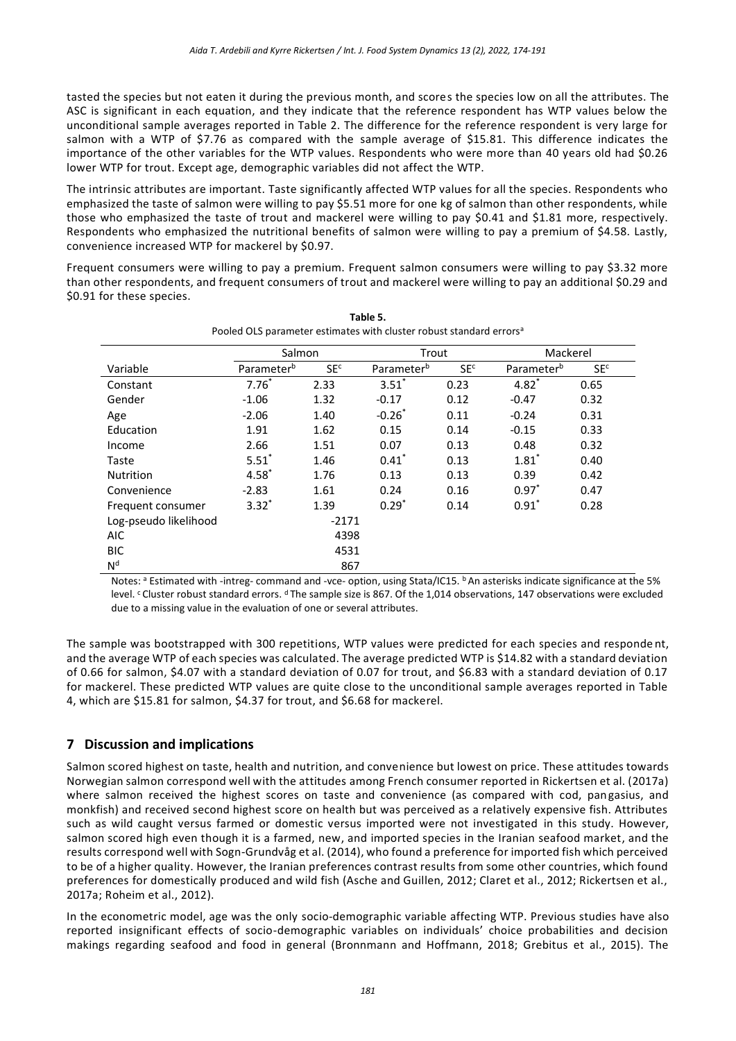tasted the species but not eaten it during the previous month, and scores the species low on all the attributes. The ASC is significant in each equation, and they indicate that the reference respondent has WTP values below the unconditional sample averages reported in Table 2. The difference for the reference respondent is very large for salmon with a WTP of $7.76 as compared with the sample average of $15.81. This difference indicates the importance of the other variables for the WTP values. Respondents who were more than 40 years old had $0.26 lower WTP for trout. Except age, demographic variables did not affect the WTP.

The intrinsic attributes are important. Taste significantly affected WTP values for all the species. Respondents who emphasized the taste of salmon were willing to pay $5.51 more for one kg of salmon than other respondents, while those who emphasized the taste of trout and mackerel were willing to pay $0.41 and $1.81 more, respectively. Respondents who emphasized the nutritional benefits of salmon were willing to pay a premium of $4.58. Lastly, convenience increased WTP for mackerel by $0.97.

Frequent consumers were willing to pay a premium. Frequent salmon consumers were willing to pay $3.32 more than other respondents, and frequent consumers of trout and mackerel were willing to pay an additional $0.29 and $0.91 for these species.

**Table 5.**
Pooled OLS parameter estimates with cluster robust standard errors[a]

| | Salmon | | Trout | | Mackerel | |
|---|---|---|---|---|---|---|
| Variable | Parameter[b] | SE[c] | Parameter[b] | SE[c] | Parameter[b] | SE[c] |
| Constant | 7.76* | 2.33 | 3.51* | 0.23 | 4.82* | 0.65 |
| Gender | -1.06 | 1.32 | -0.17 | 0.12 | -0.47 | 0.32 |
| Age | -2.06 | 1.40 | -0.26* | 0.11 | -0.24 | 0.31 |
| Education | 1.91 | 1.62 | 0.15 | 0.14 | -0.15 | 0.33 |
| Income | 2.66 | 1.51 | 0.07 | 0.13 | 0.48 | 0.32 |
| Taste | 5.51* | 1.46 | 0.41* | 0.13 | 1.81* | 0.40 |
| Nutrition | 4.58* | 1.76 | 0.13 | 0.13 | 0.39 | 0.42 |
| Convenience | -2.83 | 1.61 | 0.24 | 0.16 | 0.97* | 0.47 |
| Frequent consumer | 3.32* | 1.39 | 0.29* | 0.14 | 0.91* | 0.28 |
| Log-pseudo likelihood | | | -2171 | | | |
| AIC | | | 4398 | | | |
| BIC | | | 4531 | | | |
| N[d] | | | 867 | | | |

Notes: [a] Estimated with -intreg- command and -vce- option, using Stata/IC15. [b] An asterisks indicate significance at the 5% level. [c] Cluster robust standard errors. [d] The sample size is 867. Of the 1,014 observations, 147 observations were excluded due to a missing value in the evaluation of one or several attributes.

The sample was bootstrapped with 300 repetitions, WTP values were predicted for each species and respondent, and the average WTP of each species was calculated. The average predicted WTP is $14.82 with a standard deviation of 0.66 for salmon, $4.07 with a standard deviation of 0.07 for trout, and $6.83 with a standard deviation of 0.17 for mackerel. These predicted WTP values are quite close to the unconditional sample averages reported in Table 4, which are $15.81 for salmon, $4.37 for trout, and $6.68 for mackerel.

## 7 Discussion and implications

Salmon scored highest on taste, health and nutrition, and convenience but lowest on price. These attitudes towards Norwegian salmon correspond well with the attitudes among French consumer reported in Rickertsen et al. (2017a) where salmon received the highest scores on taste and convenience (as compared with cod, pangasius, and monkfish) and received second highest score on health but was perceived as a relatively expensive fish. Attributes such as wild caught versus farmed or domestic versus imported were not investigated in this study. However, salmon scored high even though it is a farmed, new, and imported species in the Iranian seafood market, and the results correspond well with Sogn-Grundvåg et al. (2014), who found a preference for imported fish which perceived to be of a higher quality. However, the Iranian preferences contrast results from some other countries, which found preferences for domestically produced and wild fish (Asche and Guillen, 2012; Claret et al., 2012; Rickertsen et al., 2017a; Roheim et al., 2012).

In the econometric model, age was the only socio-demographic variable affecting WTP. Previous studies have also reported insignificant effects of socio-demographic variables on individuals' choice probabilities and decision makings regarding seafood and food in general (Bronnmann and Hoffmann, 2018; Grebitus et al., 2015). The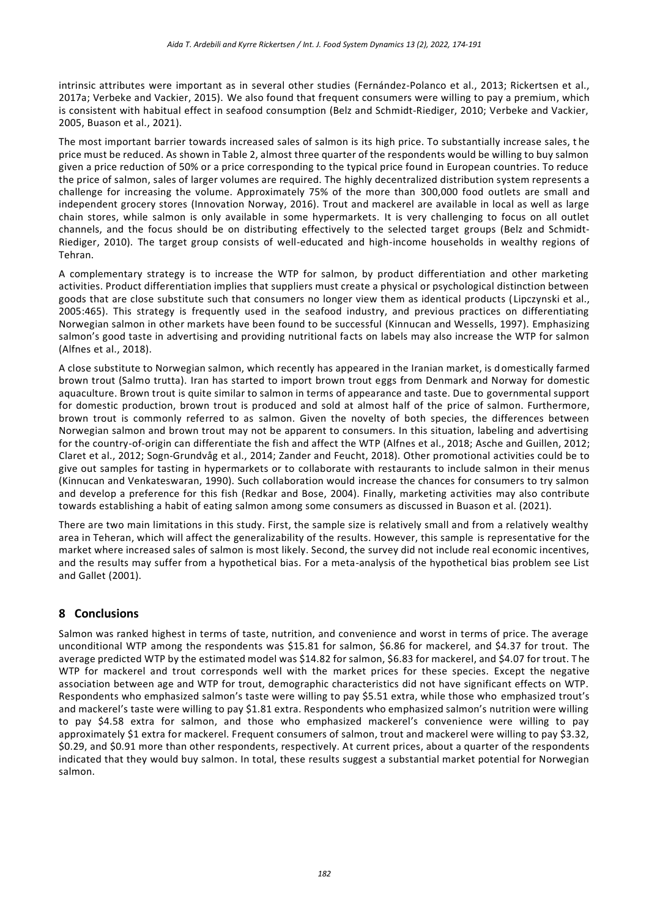intrinsic attributes were important as in several other studies (Fernández-Polanco et al., 2013; Rickertsen et al., 2017a; Verbeke and Vackier, 2015). We also found that frequent consumers were willing to pay a premium, which is consistent with habitual effect in seafood consumption (Belz and Schmidt-Riediger, 2010; Verbeke and Vackier, 2005, Buason et al., 2021).

The most important barrier towards increased sales of salmon is its high price. To substantially increase sales, the price must be reduced. As shown in Table 2, almost three quarter of the respondents would be willing to buy salmon given a price reduction of 50% or a price corresponding to the typical price found in European countries. To reduce the price of salmon, sales of larger volumes are required. The highly decentralized distribution system represents a challenge for increasing the volume. Approximately 75% of the more than 300,000 food outlets are small and independent grocery stores (Innovation Norway, 2016). Trout and mackerel are available in local as well as large chain stores, while salmon is only available in some hypermarkets. It is very challenging to focus on all outlet channels, and the focus should be on distributing effectively to the selected target groups (Belz and Schmidt-Riediger, 2010). The target group consists of well-educated and high-income households in wealthy regions of Tehran.

A complementary strategy is to increase the WTP for salmon, by product differentiation and other marketing activities. Product differentiation implies that suppliers must create a physical or psychological distinction between goods that are close substitute such that consumers no longer view them as identical products (Lipczynski et al., 2005:465). This strategy is frequently used in the seafood industry, and previous practices on differentiating Norwegian salmon in other markets have been found to be successful (Kinnucan and Wessells, 1997). Emphasizing salmon's good taste in advertising and providing nutritional facts on labels may also increase the WTP for salmon (Alfnes et al., 2018).

A close substitute to Norwegian salmon, which recently has appeared in the Iranian market, is domestically farmed brown trout (Salmo trutta). Iran has started to import brown trout eggs from Denmark and Norway for domestic aquaculture. Brown trout is quite similar to salmon in terms of appearance and taste. Due to governmental support for domestic production, brown trout is produced and sold at almost half of the price of salmon. Furthermore, brown trout is commonly referred to as salmon. Given the novelty of both species, the differences between Norwegian salmon and brown trout may not be apparent to consumers. In this situation, labeling and advertising for the country-of-origin can differentiate the fish and affect the WTP (Alfnes et al., 2018; Asche and Guillen, 2012; Claret et al., 2012; Sogn-Grundvåg et al., 2014; Zander and Feucht, 2018). Other promotional activities could be to give out samples for tasting in hypermarkets or to collaborate with restaurants to include salmon in their menus (Kinnucan and Venkateswaran, 1990). Such collaboration would increase the chances for consumers to try salmon and develop a preference for this fish (Redkar and Bose, 2004). Finally, marketing activities may also contribute towards establishing a habit of eating salmon among some consumers as discussed in Buason et al. (2021).

There are two main limitations in this study. First, the sample size is relatively small and from a relatively wealthy area in Teheran, which will affect the generalizability of the results. However, this sample is representative for the market where increased sales of salmon is most likely. Second, the survey did not include real economic incentives, and the results may suffer from a hypothetical bias. For a meta-analysis of the hypothetical bias problem see List and Gallet (2001).

## 8 Conclusions

Salmon was ranked highest in terms of taste, nutrition, and convenience and worst in terms of price. The average unconditional WTP among the respondents was $15.81 for salmon, $6.86 for mackerel, and $4.37 for trout. The average predicted WTP by the estimated model was $14.82 for salmon, $6.83 for mackerel, and $4.07 for trout. The WTP for mackerel and trout corresponds well with the market prices for these species. Except the negative association between age and WTP for trout, demographic characteristics did not have significant effects on WTP. Respondents who emphasized salmon's taste were willing to pay $5.51 extra, while those who emphasized trout's and mackerel's taste were willing to pay $1.81 extra. Respondents who emphasized salmon's nutrition were willing to pay $4.58 extra for salmon, and those who emphasized mackerel's convenience were willing to pay approximately $1 extra for mackerel. Frequent consumers of salmon, trout and mackerel were willing to pay $3.32, $0.29, and $0.91 more than other respondents, respectively. At current prices, about a quarter of the respondents indicated that they would buy salmon. In total, these results suggest a substantial market potential for Norwegian salmon.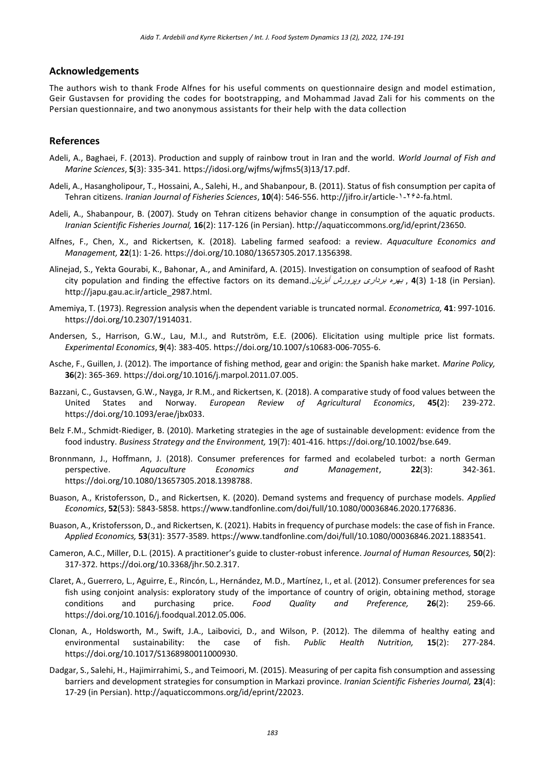## Acknowledgements

The authors wish to thank Frode Alfnes for his useful comments on questionnaire design and model estimation, Geir Gustavsen for providing the codes for bootstrapping, and Mohammad Javad Zali for his comments on the Persian questionnaire, and two anonymous assistants for their help with the data collection

## References

Adeli, A., Baghaei, F. (2013). Production and supply of rainbow trout in Iran and the world. *World Journal of Fish and Marine Sciences*, **5**(3): 335-341. https://idosi.org/wjfms/wjfms5(3)13/17.pdf.

Adeli, A., Hasangholipour, T., Hossaini, A., Salehi, H., and Shabanpour, B. (2011). Status of fish consumption per capita of Tehran citizens. *Iranian Journal of Fisheries Sciences*, **10**(4): 546-556. http://jifro.ir/article-۱-۲۶۵-fa.html.

Adeli, A., Shabanpour, B. (2007). Study on Tehran citizens behavior change in consumption of the aquatic products. *Iranian Scientific Fisheries Journal,* **16**(2): 117-126 (in Persian). http://aquaticcommons.org/id/eprint/23650.

Alfnes, F., Chen, X., and Rickertsen, K. (2018). Labeling farmed seafood: a review. *Aquaculture Economics and Management,* **22**(1): 1-26. https://doi.org/10.1080/13657305.2017.1356398.

Alinejad, S., Yekta Gourabi, K., Bahonar, A., and Aminifard, A. (2015). Investigation on consumption of seafood of Rasht city population and finding the effective factors on its demand.*بهره برداری وپرورش آبزیان* , **4**(3) 1-18 (in Persian). http://japu.gau.ac.ir/article_2987.html.

Amemiya, T. (1973). Regression analysis when the dependent variable is truncated normal. *Econometrica,* **41**: 997-1016. https://doi.org/10.2307/1914031.

Andersen, S., Harrison, G.W., Lau, M.I., and Rutström, E.E. (2006). Elicitation using multiple price list formats. *Experimental Economics*, **9**(4): 383-405. https://doi.org/10.1007/s10683-006-7055-6.

Asche, F., Guillen, J. (2012). The importance of fishing method, gear and origin: the Spanish hake market. *Marine Policy,* **36**(2): 365-369. https://doi.org/10.1016/j.marpol.2011.07.005.

Bazzani, C., Gustavsen, G.W., Nayga, Jr R.M., and Rickertsen, K. (2018). A comparative study of food values between the United States and Norway. *European Review of Agricultural Economics*, **45(**2): 239-272. https://doi.org/10.1093/erae/jbx033.

Belz F.M., Schmidt-Riediger, B. (2010). Marketing strategies in the age of sustainable development: evidence from the food industry. *Business Strategy and the Environment,* 19(7): 401-416. https://doi.org/10.1002/bse.649.

Bronnmann, J., Hoffmann, J. (2018). Consumer preferences for farmed and ecolabeled turbot: a north German perspective. *Aquaculture Economics and Management*, **22**(3): 342-361. https://doi.org/10.1080/13657305.2018.1398788.

Buason, A., Kristofersson, D., and Rickertsen, K. (2020). Demand systems and frequency of purchase models. *Applied Economics*, **52**(53): 5843-5858. https://www.tandfonline.com/doi/full/10.1080/00036846.2020.1776836.

Buason, A., Kristofersson, D., and Rickertsen, K. (2021). Habits in frequency of purchase models: the case of fish in France. *Applied Economics,* **53**(31): 3577-3589. https://www.tandfonline.com/doi/full/10.1080/00036846.2021.1883541.

Cameron, A.C., Miller, D.L. (2015). A practitioner's guide to cluster-robust inference. *Journal of Human Resources,* **50**(2): 317-372. https://doi.org/10.3368/jhr.50.2.317.

Claret, A., Guerrero, L., Aguirre, E., Rincón, L., Hernández, M.D., Martínez, I., et al. (2012). Consumer preferences for sea fish using conjoint analysis: exploratory study of the importance of country of origin, obtaining method, storage conditions and purchasing price. *Food Quality and Preference,* **26**(2): 259-66. https://doi.org/10.1016/j.foodqual.2012.05.006.

Clonan, A., Holdsworth, M., Swift, J.A., Laibovici, D., and Wilson, P. (2012). The dilemma of healthy eating and environmental sustainability: the case of fish. *Public Health Nutrition,* **15**(2): 277-284. https://doi.org/10.1017/S1368980011000930.

Dadgar, S., Salehi, H., Hajimirrahimi, S., and Teimoori, M. (2015). Measuring of per capita fish consumption and assessing barriers and development strategies for consumption in Markazi province. *Iranian Scientific Fisheries Journal,* **23**(4): 17-29 (in Persian). http://aquaticcommons.org/id/eprint/22023.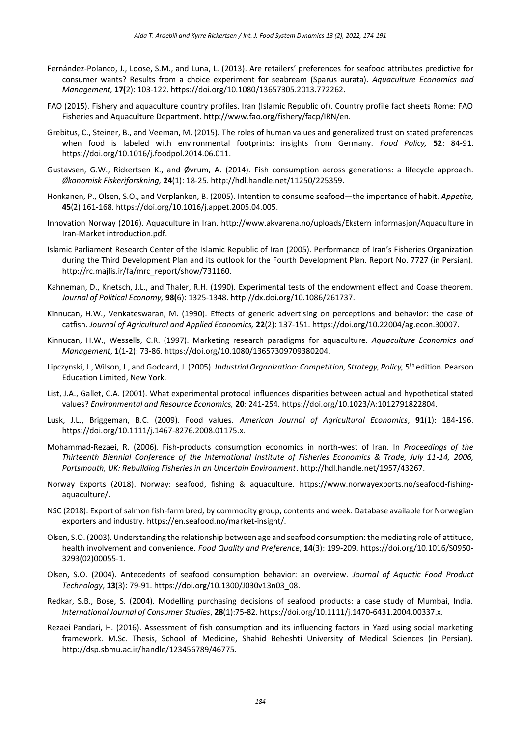Fernández-Polanco, J., Loose, S.M., and Luna, L. (2013). Are retailers' preferences for seafood attributes predictive for consumer wants? Results from a choice experiment for seabream (Sparus aurata). *Aquaculture Economics and Management,* **17(**2): 103-122. https://doi.org/10.1080/13657305.2013.772262.

FAO (2015). Fishery and aquaculture country profiles. Iran (Islamic Republic of). Country profile fact sheets Rome: FAO Fisheries and Aquaculture Department. http://www.fao.org/fishery/facp/IRN/en.

Grebitus, C., Steiner, B., and Veeman, M. (2015). The roles of human values and generalized trust on stated preferences when food is labeled with environmental footprints: insights from Germany. *Food Policy,* **52**: 84-91. https://doi.org/10.1016/j.foodpol.2014.06.011.

Gustavsen, G.W., Rickertsen K., and Øvrum, A. (2014). Fish consumption across generations: a lifecycle approach. *Økonomisk Fiskeriforskning,* **24**(1): 18-25. http://hdl.handle.net/11250/225359.

Honkanen, P., Olsen, S.O., and Verplanken, B. (2005). Intention to consume seafood—the importance of habit. *Appetite,* **45**(2) 161-168. https://doi.org/10.1016/j.appet.2005.04.005.

Innovation Norway (2016). Aquaculture in Iran. http://www.akvarena.no/uploads/Ekstern informasjon/Aquaculture in Iran-Market introduction.pdf.

Islamic Parliament Research Center of the Islamic Republic of Iran (2005). Performance of Iran's Fisheries Organization during the Third Development Plan and its outlook for the Fourth Development Plan. Report No. 7727 (in Persian). http://rc.majlis.ir/fa/mrc_report/show/731160.

Kahneman, D., Knetsch, J.L., and Thaler, R.H. (1990). Experimental tests of the endowment effect and Coase theorem. *Journal of Political Economy,* **98(**6): 1325-1348. http://dx.doi.org/10.1086/261737.

Kinnucan, H.W., Venkateswaran, M. (1990). Effects of generic advertising on perceptions and behavior: the case of catfish. *Journal of Agricultural and Applied Economics,* **22**(2): 137-151. https://doi.org/10.22004/ag.econ.30007.

Kinnucan, H.W., Wessells, C.R. (1997). Marketing research paradigms for aquaculture. *Aquaculture Economics and Management*, **1**(1-2): 73-86. https://doi.org/10.1080/13657309709380204.

Lipczynski, J., Wilson, J., and Goddard, J. (2005). *Industrial Organization: Competition, Strategy, Policy,* 5th edition. Pearson Education Limited, New York.

List, J.A., Gallet, C.A. (2001). What experimental protocol influences disparities between actual and hypothetical stated values? *Environmental and Resource Economics,* **20**: 241-254. https://doi.org/10.1023/A:1012791822804.

Lusk, J.L., Briggeman, B.C. (2009). Food values. *American Journal of Agricultural Economics*, **91**(1): 184-196. https://doi.org/10.1111/j.1467-8276.2008.01175.x.

Mohammad-Rezaei, R. (2006). Fish-products consumption economics in north-west of Iran. In *Proceedings of the Thirteenth Biennial Conference of the International Institute of Fisheries Economics & Trade, July 11-14, 2006, Portsmouth, UK: Rebuilding Fisheries in an Uncertain Environment*. http://hdl.handle.net/1957/43267.

Norway Exports (2018). Norway: seafood, fishing & aquaculture. https://www.norwayexports.no/seafood-fishing-aquaculture/.

NSC (2018). Export of salmon fish-farm bred, by commodity group, contents and week. Database available for Norwegian exporters and industry. https://en.seafood.no/market-insight/.

Olsen, S.O. (2003). Understanding the relationship between age and seafood consumption: the mediating role of attitude, health involvement and convenience. *Food Quality and Preference*, **14**(3): 199-209. https://doi.org/10.1016/S0950-3293(02)00055-1.

Olsen, S.O. (2004). Antecedents of seafood consumption behavior: an overview. *Journal of Aquatic Food Product Technology*, **13**(3): 79-91. https://doi.org/10.1300/J030v13n03_08.

Redkar, S.B., Bose, S. (2004). Modelling purchasing decisions of seafood products: a case study of Mumbai, India. *International Journal of Consumer Studies*, **28**(1):75-82. https://doi.org/10.1111/j.1470-6431.2004.00337.x.

Rezaei Pandari, H. (2016). Assessment of fish consumption and its influencing factors in Yazd using social marketing framework. M.Sc. Thesis, School of Medicine, Shahid Beheshti University of Medical Sciences (in Persian). http://dsp.sbmu.ac.ir/handle/123456789/46775.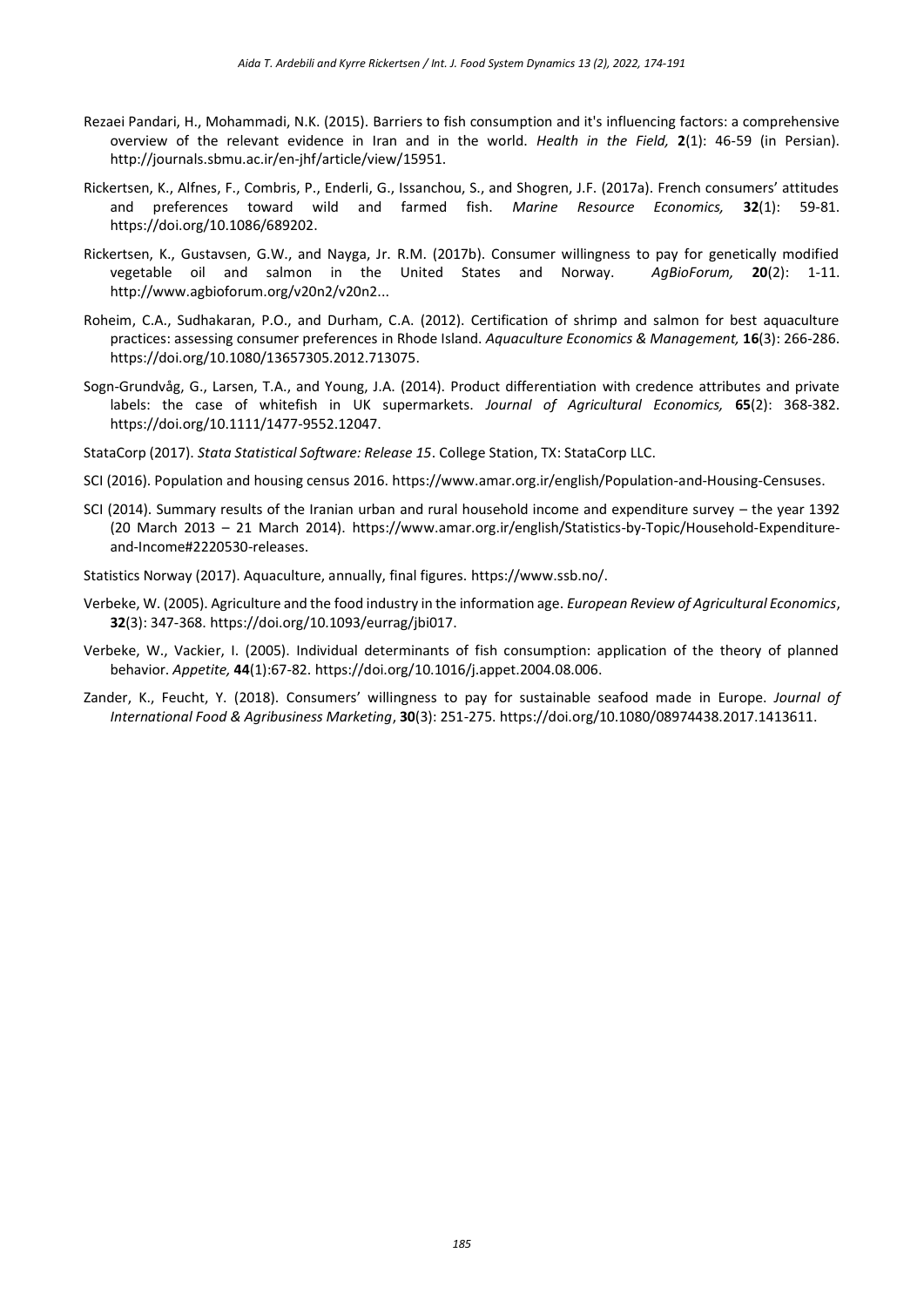Rezaei Pandari, H., Mohammadi, N.K. (2015). Barriers to fish consumption and it's influencing factors: a comprehensive overview of the relevant evidence in Iran and in the world. *Health in the Field,* **2**(1): 46-59 (in Persian). http://journals.sbmu.ac.ir/en-jhf/article/view/15951.

Rickertsen, K., Alfnes, F., Combris, P., Enderli, G., Issanchou, S., and Shogren, J.F. (2017a). French consumers' attitudes and preferences toward wild and farmed fish. *Marine Resource Economics,* **32**(1): 59-81. https://doi.org/10.1086/689202.

Rickertsen, K., Gustavsen, G.W., and Nayga, Jr. R.M. (2017b). Consumer willingness to pay for genetically modified vegetable oil and salmon in the United States and Norway. *AgBioForum,* **20**(2): 1-11. http://www.agbioforum.org/v20n2/v20n2...

Roheim, C.A., Sudhakaran, P.O., and Durham, C.A. (2012). Certification of shrimp and salmon for best aquaculture practices: assessing consumer preferences in Rhode Island. *Aquaculture Economics & Management,* **16**(3): 266-286. https://doi.org/10.1080/13657305.2012.713075.

Sogn-Grundvåg, G., Larsen, T.A., and Young, J.A. (2014). Product differentiation with credence attributes and private labels: the case of whitefish in UK supermarkets. *Journal of Agricultural Economics,* **65**(2): 368-382. https://doi.org/10.1111/1477-9552.12047.

StataCorp (2017). *Stata Statistical Software: Release 15*. College Station, TX: StataCorp LLC.

SCI (2016). Population and housing census 2016. https://www.amar.org.ir/english/Population-and-Housing-Censuses.

SCI (2014). Summary results of the Iranian urban and rural household income and expenditure survey – the year 1392 (20 March 2013 – 21 March 2014). https://www.amar.org.ir/english/Statistics-by-Topic/Household-Expenditure-and-Income#2220530-releases.

Statistics Norway (2017). Aquaculture, annually, final figures. https://www.ssb.no/.

Verbeke, W. (2005). Agriculture and the food industry in the information age. *European Review of Agricultural Economics*, **32**(3): 347-368. https://doi.org/10.1093/eurrag/jbi017.

Verbeke, W., Vackier, I. (2005). Individual determinants of fish consumption: application of the theory of planned behavior. *Appetite,* **44**(1):67-82. https://doi.org/10.1016/j.appet.2004.08.006.

Zander, K., Feucht, Y. (2018). Consumers' willingness to pay for sustainable seafood made in Europe. *Journal of International Food & Agribusiness Marketing*, **30**(3): 251-275. https://doi.org/10.1080/08974438.2017.1413611.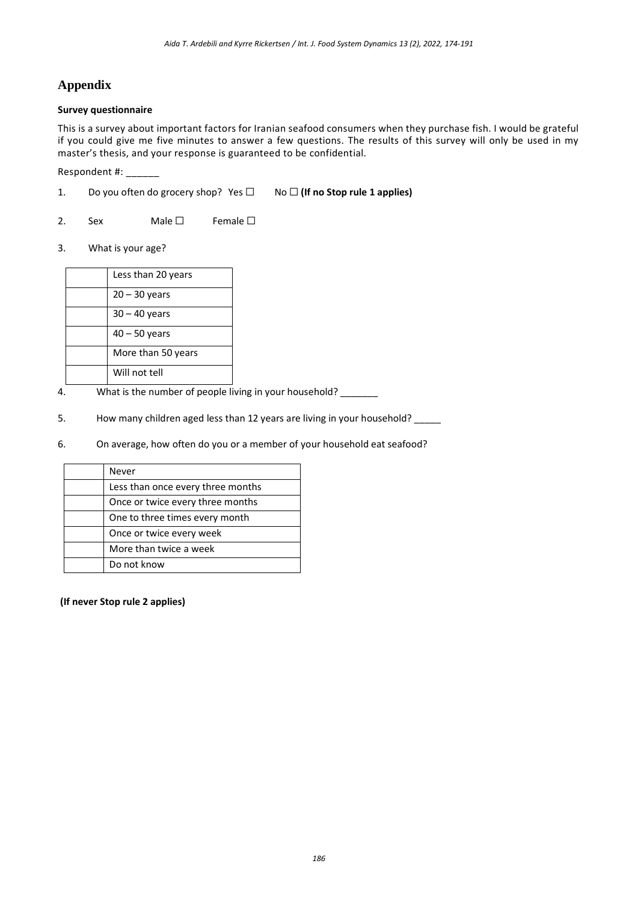# Appendix

**Survey questionnaire**

This is a survey about important factors for Iranian seafood consumers when they purchase fish. I would be grateful if you could give me five minutes to answer a few questions. The results of this survey will only be used in my master's thesis, and your response is guaranteed to be confidential.

Respondent #: ______

1. Do you often do grocery shop? Yes ☐ No ☐ **(If no Stop rule 1 applies)**

2. Sex Male ☐ Female ☐

3. What is your age?

| | |
|---|---|
| | Less than 20 years |
| | 20 – 30 years |
| | 30 – 40 years |
| | 40 – 50 years |
| | More than 50 years |
| | Will not tell |

4. What is the number of people living in your household? _______

5. How many children aged less than 12 years are living in your household? _____

6. On average, how often do you or a member of your household eat seafood?

| | |
|---|---|
| | Never |
| | Less than once every three months |
| | Once or twice every three months |
| | One to three times every month |
| | Once or twice every week |
| | More than twice a week |
| | Do not know |

**(If never Stop rule 2 applies)**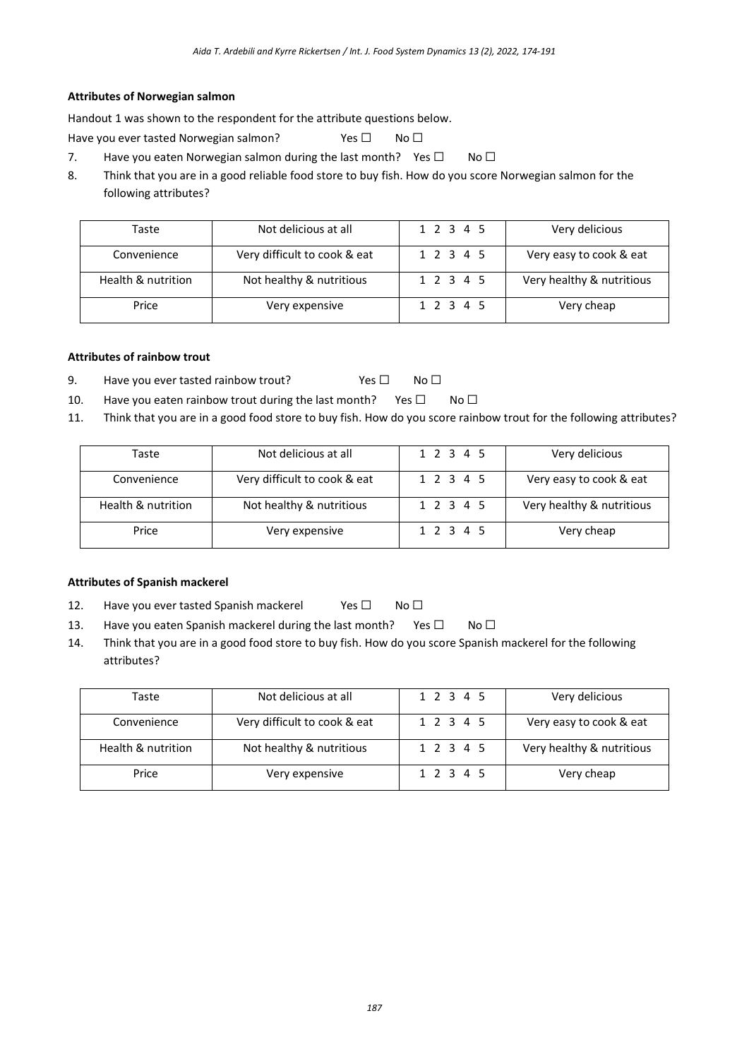**Attributes of Norwegian salmon**

Handout 1 was shown to the respondent for the attribute questions below.

Have you ever tasted Norwegian salmon? Yes ☐ No ☐

7. Have you eaten Norwegian salmon during the last month? Yes ☐ No ☐
8. Think that you are in a good reliable food store to buy fish. How do you score Norwegian salmon for the following attributes?

| Taste | Not delicious at all | 1 2 3 4 5 | Very delicious |
|---|---|---|---|
| Convenience | Very difficult to cook & eat | 1 2 3 4 5 | Very easy to cook & eat |
| Health & nutrition | Not healthy & nutritious | 1 2 3 4 5 | Very healthy & nutritious |
| Price | Very expensive | 1 2 3 4 5 | Very cheap |

**Attributes of rainbow trout**

9. Have you ever tasted rainbow trout? Yes ☐ No ☐
10. Have you eaten rainbow trout during the last month? Yes ☐ No ☐
11. Think that you are in a good food store to buy fish. How do you score rainbow trout for the following attributes?

| Taste | Not delicious at all | 1 2 3 4 5 | Very delicious |
|---|---|---|---|
| Convenience | Very difficult to cook & eat | 1 2 3 4 5 | Very easy to cook & eat |
| Health & nutrition | Not healthy & nutritious | 1 2 3 4 5 | Very healthy & nutritious |
| Price | Very expensive | 1 2 3 4 5 | Very cheap |

**Attributes of Spanish mackerel**

12. Have you ever tasted Spanish mackerel Yes ☐ No ☐
13. Have you eaten Spanish mackerel during the last month? Yes ☐ No ☐
14. Think that you are in a good food store to buy fish. How do you score Spanish mackerel for the following attributes?

| Taste | Not delicious at all | 1 2 3 4 5 | Very delicious |
|---|---|---|---|
| Convenience | Very difficult to cook & eat | 1 2 3 4 5 | Very easy to cook & eat |
| Health & nutrition | Not healthy & nutritious | 1 2 3 4 5 | Very healthy & nutritious |
| Price | Very expensive | 1 2 3 4 5 | Very cheap |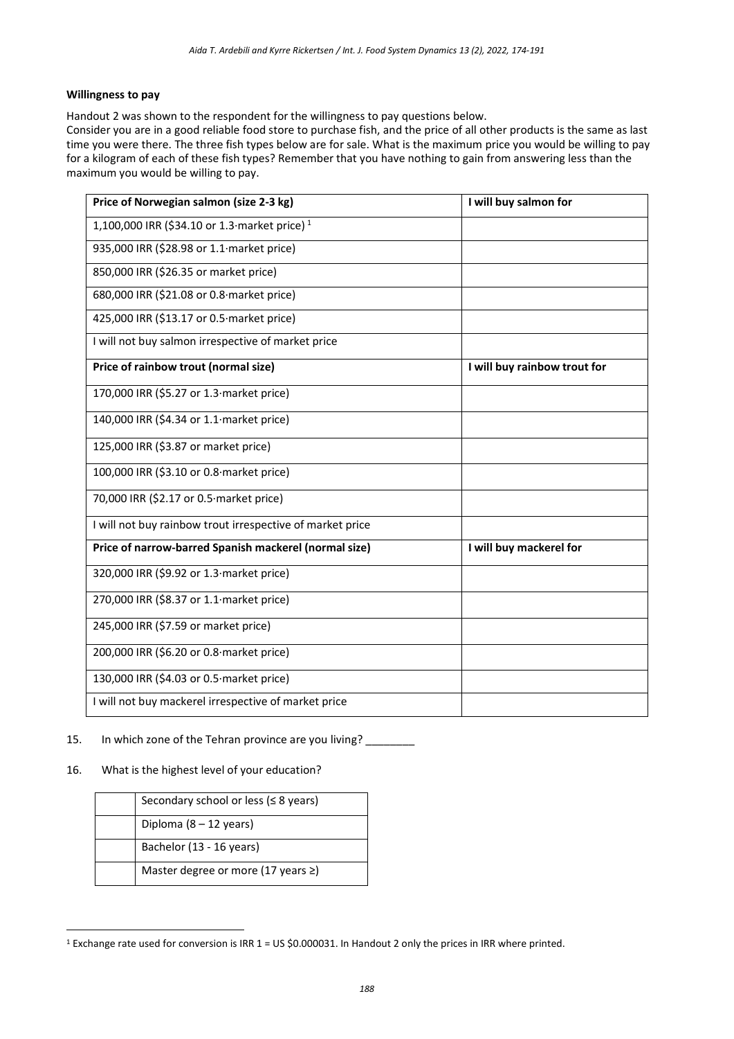**Willingness to pay**

Handout 2 was shown to the respondent for the willingness to pay questions below.
Consider you are in a good reliable food store to purchase fish, and the price of all other products is the same as last time you were there. The three fish types below are for sale. What is the maximum price you would be willing to pay for a kilogram of each of these fish types? Remember that you have nothing to gain from answering less than the maximum you would be willing to pay.

| Price of Norwegian salmon (size 2-3 kg) | I will buy salmon for |
|---|---|
| 1,100,000 IRR ($34.10 or 1.3·market price) [1] | |
| 935,000 IRR ($28.98 or 1.1·market price) | |
| 850,000 IRR ($26.35 or market price) | |
| 680,000 IRR ($21.08 or 0.8·market price) | |
| 425,000 IRR ($13.17 or 0.5·market price) | |
| I will not buy salmon irrespective of market price | |
| **Price of rainbow trout (normal size)** | **I will buy rainbow trout for** |
| 170,000 IRR ($5.27 or 1.3·market price) | |
| 140,000 IRR ($4.34 or 1.1·market price) | |
| 125,000 IRR ($3.87 or market price) | |
| 100,000 IRR ($3.10 or 0.8·market price) | |
| 70,000 IRR ($2.17 or 0.5·market price) | |
| I will not buy rainbow trout irrespective of market price | |
| **Price of narrow-barred Spanish mackerel (normal size)** | **I will buy mackerel for** |
| 320,000 IRR ($9.92 or 1.3·market price) | |
| 270,000 IRR ($8.37 or 1.1·market price) | |
| 245,000 IRR ($7.59 or market price) | |
| 200,000 IRR ($6.20 or 0.8·market price) | |
| 130,000 IRR ($4.03 or 0.5·market price) | |
| I will not buy mackerel irrespective of market price | |

15. In which zone of the Tehran province are you living? ________

16. What is the highest level of your education?

| | |
|---|---|
| | Secondary school or less (≤ 8 years) |
| | Diploma (8 – 12 years) |
| | Bachelor (13 - 16 years) |
| | Master degree or more (17 years ≥) |

[1] Exchange rate used for conversion is IRR 1 = US $0.000031. In Handout 2 only the prices in IRR where printed.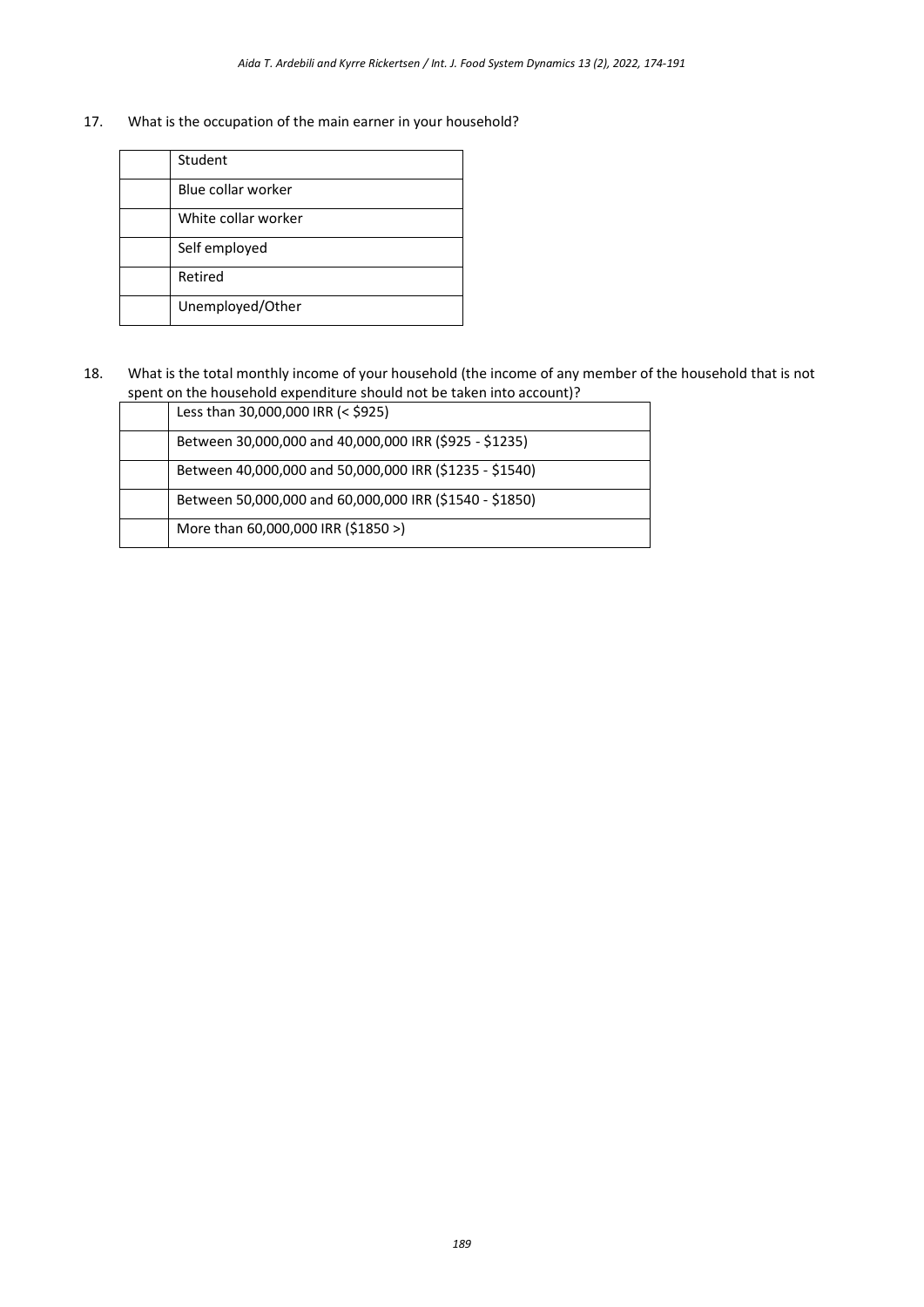17. What is the occupation of the main earner in your household?

| | |
|---|---|
| | Student |
| | Blue collar worker |
| | White collar worker |
| | Self employed |
| | Retired |
| | Unemployed/Other |

18. What is the total monthly income of your household (the income of any member of the household that is not spent on the household expenditure should not be taken into account)?

| | |
|---|---|
| | Less than 30,000,000 IRR (< $925) |
| | Between 30,000,000 and 40,000,000 IRR ($925 - $1235) |
| | Between 40,000,000 and 50,000,000 IRR ($1235 - $1540) |
| | Between 50,000,000 and 60,000,000 IRR ($1540 - $1850) |
| | More than 60,000,000 IRR ($1850 >) |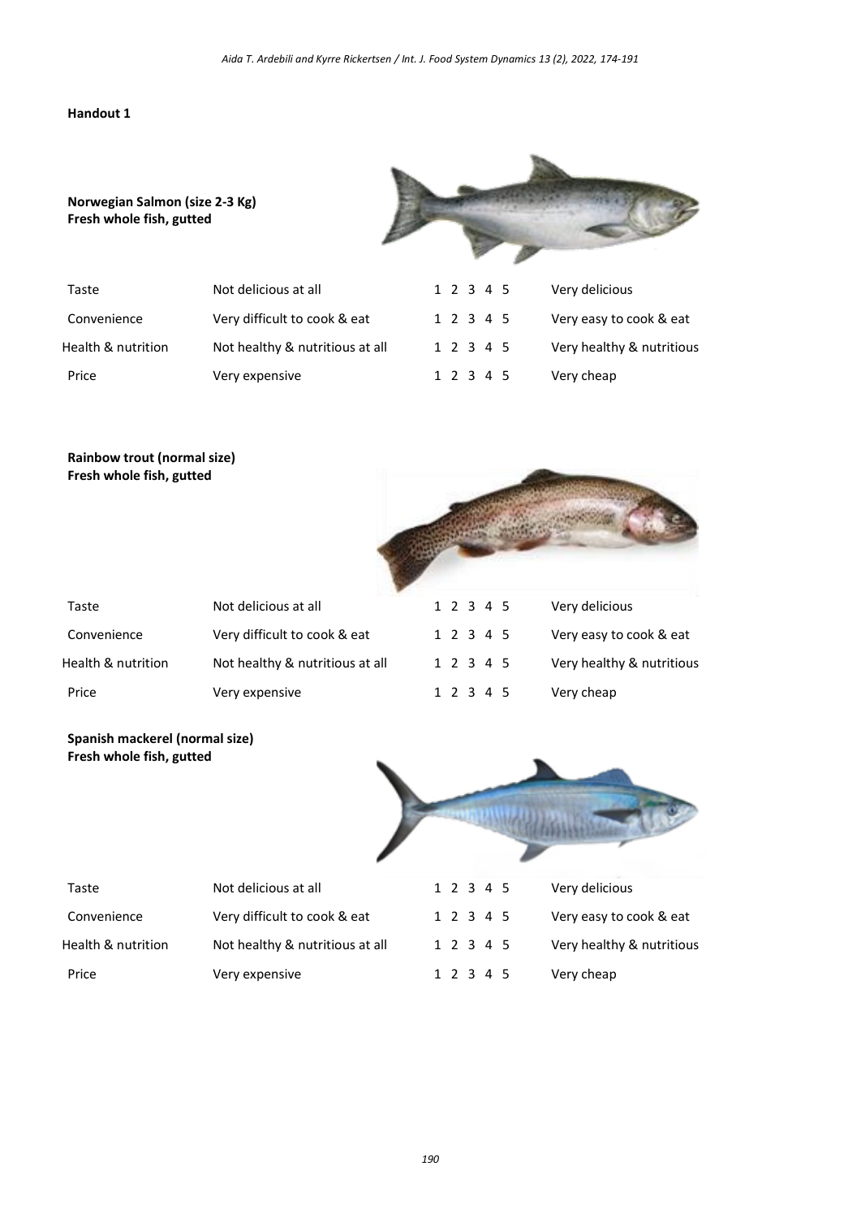**Handout 1**

**Norwegian Salmon (size 2-3 Kg)**
**Fresh whole fish, gutted**

| | | | |
|---|---|---|---|
| Taste | Not delicious at all | 1 2 3 4 5 | Very delicious |
| Convenience | Very difficult to cook & eat | 1 2 3 4 5 | Very easy to cook & eat |
| Health & nutrition | Not healthy & nutritious at all | 1 2 3 4 5 | Very healthy & nutritious |
| Price | Very expensive | 1 2 3 4 5 | Very cheap |

**Rainbow trout (normal size)**
**Fresh whole fish, gutted**

| | | | |
|---|---|---|---|
| Taste | Not delicious at all | 1 2 3 4 5 | Very delicious |
| Convenience | Very difficult to cook & eat | 1 2 3 4 5 | Very easy to cook & eat |
| Health & nutrition | Not healthy & nutritious at all | 1 2 3 4 5 | Very healthy & nutritious |
| Price | Very expensive | 1 2 3 4 5 | Very cheap |

**Spanish mackerel (normal size)**
**Fresh whole fish, gutted**

| | | | |
|---|---|---|---|
| Taste | Not delicious at all | 1 2 3 4 5 | Very delicious |
| Convenience | Very difficult to cook & eat | 1 2 3 4 5 | Very easy to cook & eat |
| Health & nutrition | Not healthy & nutritious at all | 1 2 3 4 5 | Very healthy & nutritious |
| Price | Very expensive | 1 2 3 4 5 | Very cheap |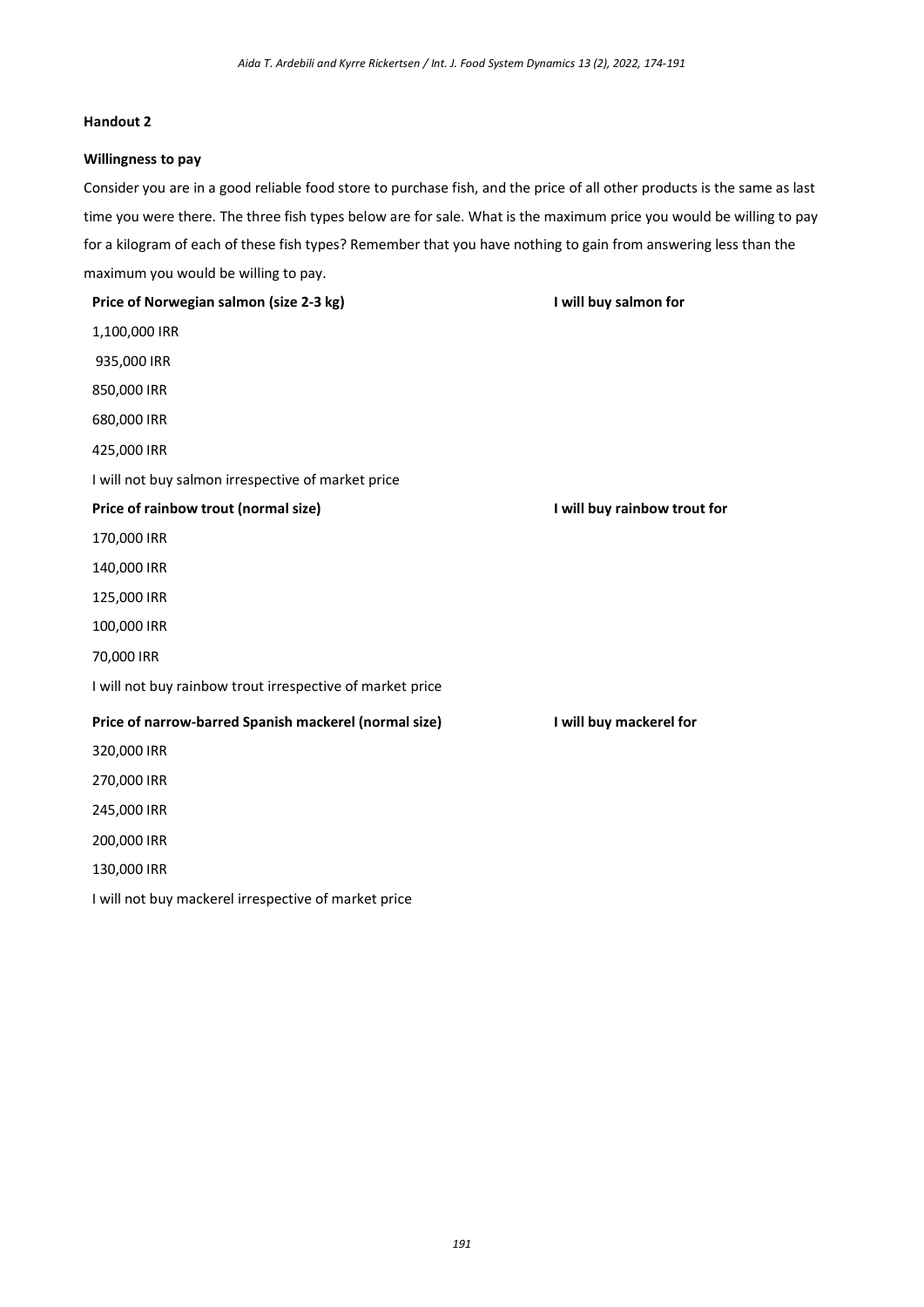**Handout 2**

**Willingness to pay**

Consider you are in a good reliable food store to purchase fish, and the price of all other products is the same as last time you were there. The three fish types below are for sale. What is the maximum price you would be willing to pay for a kilogram of each of these fish types? Remember that you have nothing to gain from answering less than the maximum you would be willing to pay.

| **Price of Norwegian salmon (size 2-3 kg)** | **I will buy salmon for** |
|---|---|
| 1,100,000 IRR | |
| 935,000 IRR | |
| 850,000 IRR | |
| 680,000 IRR | |
| 425,000 IRR | |
| I will not buy salmon irrespective of market price | |
| **Price of rainbow trout (normal size)** | **I will buy rainbow trout for** |
| 170,000 IRR | |
| 140,000 IRR | |
| 125,000 IRR | |
| 100,000 IRR | |
| 70,000 IRR | |
| I will not buy rainbow trout irrespective of market price | |
| **Price of narrow-barred Spanish mackerel (normal size)** | **I will buy mackerel for** |
| 320,000 IRR | |
| 270,000 IRR | |
| 245,000 IRR | |
| 200,000 IRR | |
| 130,000 IRR | |
| I will not buy mackerel irrespective of market price | |